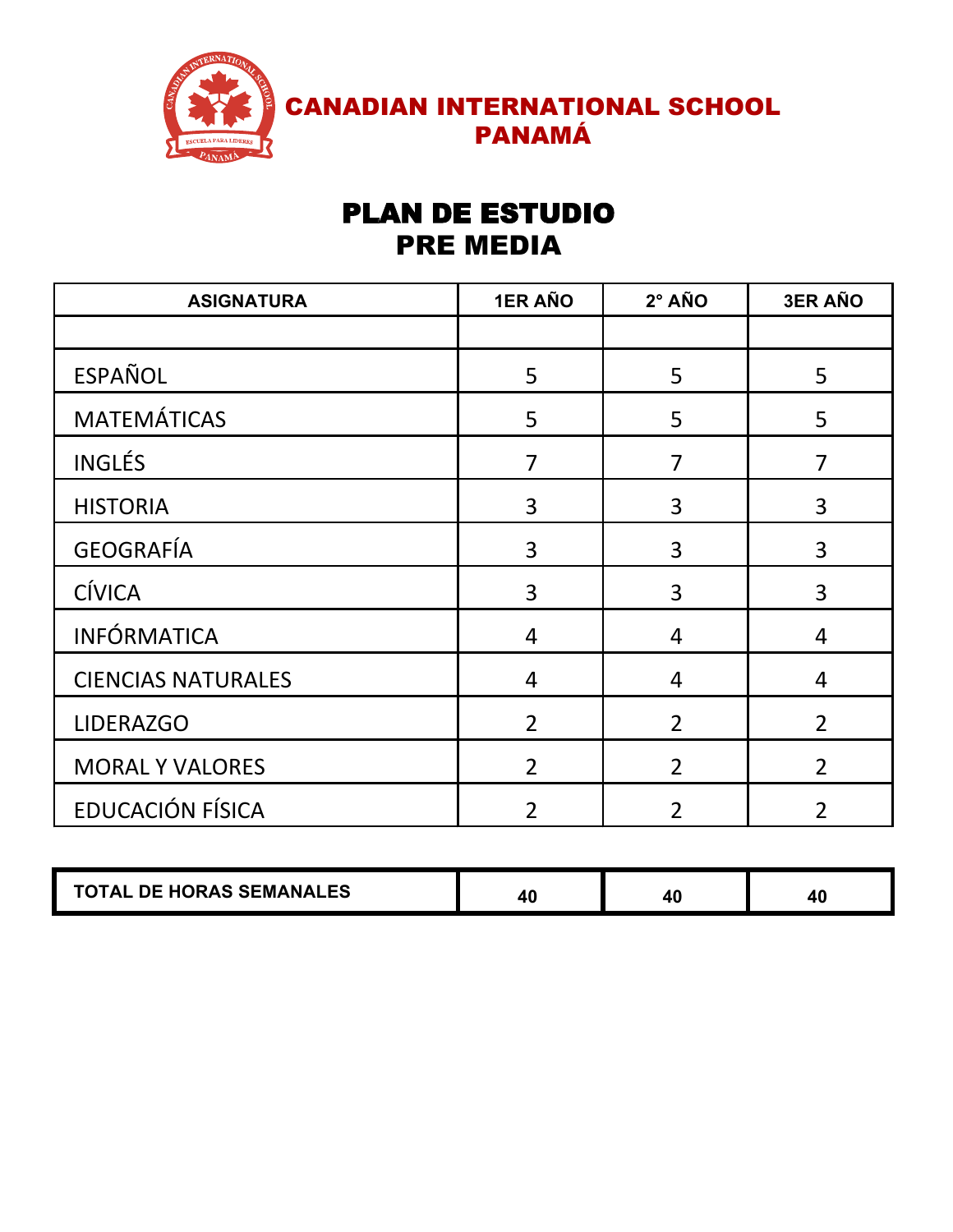# CANADIAN INTERNATIONAL SCHOOL PANAMÁ

## PLAN DE ESTUDIO
## PRE MEDIA

| ASIGNATURA | 1ER AÑO | 2° AÑO | 3ER AÑO |
|---|---|---|---|
| | | | |
| ESPAÑOL | 5 | 5 | 5 |
| MATEMÁTICAS | 5 | 5 | 5 |
| INGLÉS | 7 | 7 | 7 |
| HISTORIA | 3 | 3 | 3 |
| GEOGRAFÍA | 3 | 3 | 3 |
| CÍVICA | 3 | 3 | 3 |
| INFÓRMATICA | 4 | 4 | 4 |
| CIENCIAS NATURALES | 4 | 4 | 4 |
| LIDERAZGO | 2 | 2 | 2 |
| MORAL Y VALORES | 2 | 2 | 2 |
| EDUCACIÓN FÍSICA | 2 | 2 | 2 |
| **TOTAL DE HORAS SEMANALES** | **40** | **40** | **40** |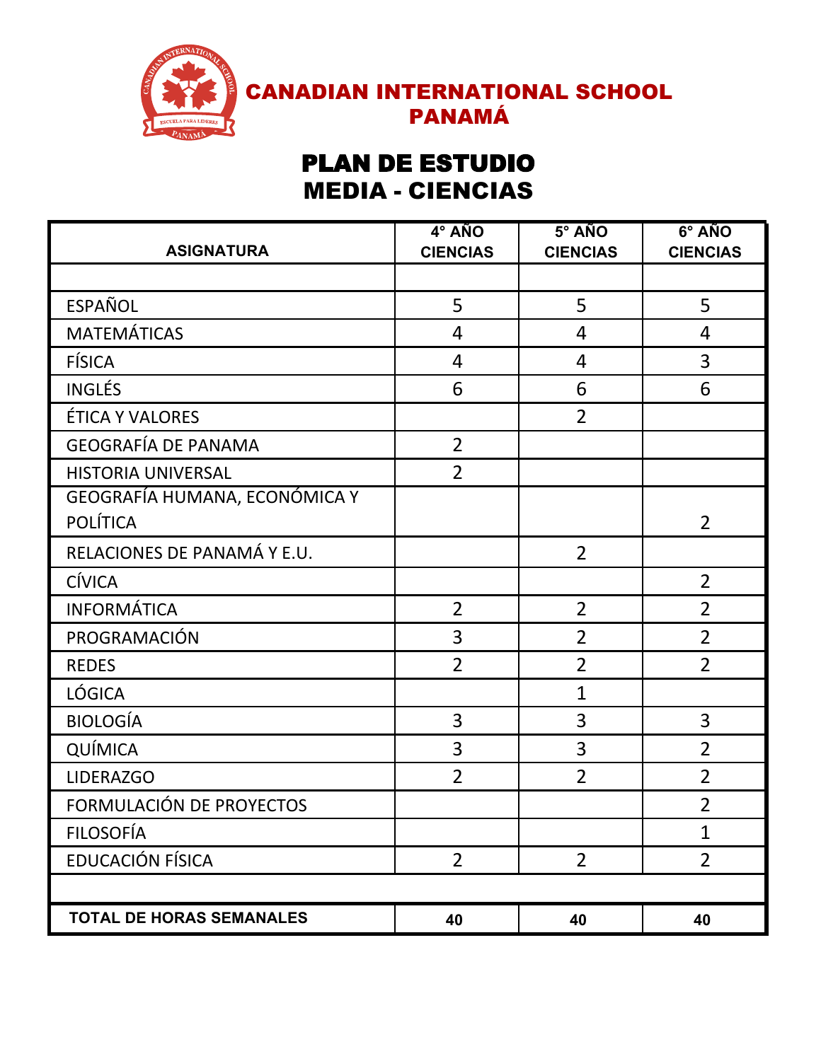**CANADIAN INTERNATIONAL SCHOOL**
**PANAMÁ**

# PLAN DE ESTUDIO
# MEDIA - CIENCIAS

| ASIGNATURA | 4° AÑO CIENCIAS | 5° AÑO CIENCIAS | 6° AÑO CIENCIAS |
|---|---|---|---|
| | | | |
| ESPAÑOL | 5 | 5 | 5 |
| MATEMÁTICAS | 4 | 4 | 4 |
| FÍSICA | 4 | 4 | 3 |
| INGLÉS | 6 | 6 | 6 |
| ÉTICA Y VALORES | | 2 | |
| GEOGRAFÍA DE PANAMA | 2 | | |
| HISTORIA UNIVERSAL | 2 | | |
| GEOGRAFÍA HUMANA, ECONÓMICA Y POLÍTICA | | | 2 |
| RELACIONES DE PANAMÁ Y E.U. | | 2 | |
| CÍVICA | | | 2 |
| INFORMÁTICA | 2 | 2 | 2 |
| PROGRAMACIÓN | 3 | 2 | 2 |
| REDES | 2 | 2 | 2 |
| LÓGICA | | 1 | |
| BIOLOGÍA | 3 | 3 | 3 |
| QUÍMICA | 3 | 3 | 2 |
| LIDERAZGO | 2 | 2 | 2 |
| FORMULACIÓN DE PROYECTOS | | | 2 |
| FILOSOFÍA | | | 1 |
| EDUCACIÓN FÍSICA | 2 | 2 | 2 |
| | | | |
| **TOTAL DE HORAS SEMANALES** | **40** | **40** | **40** |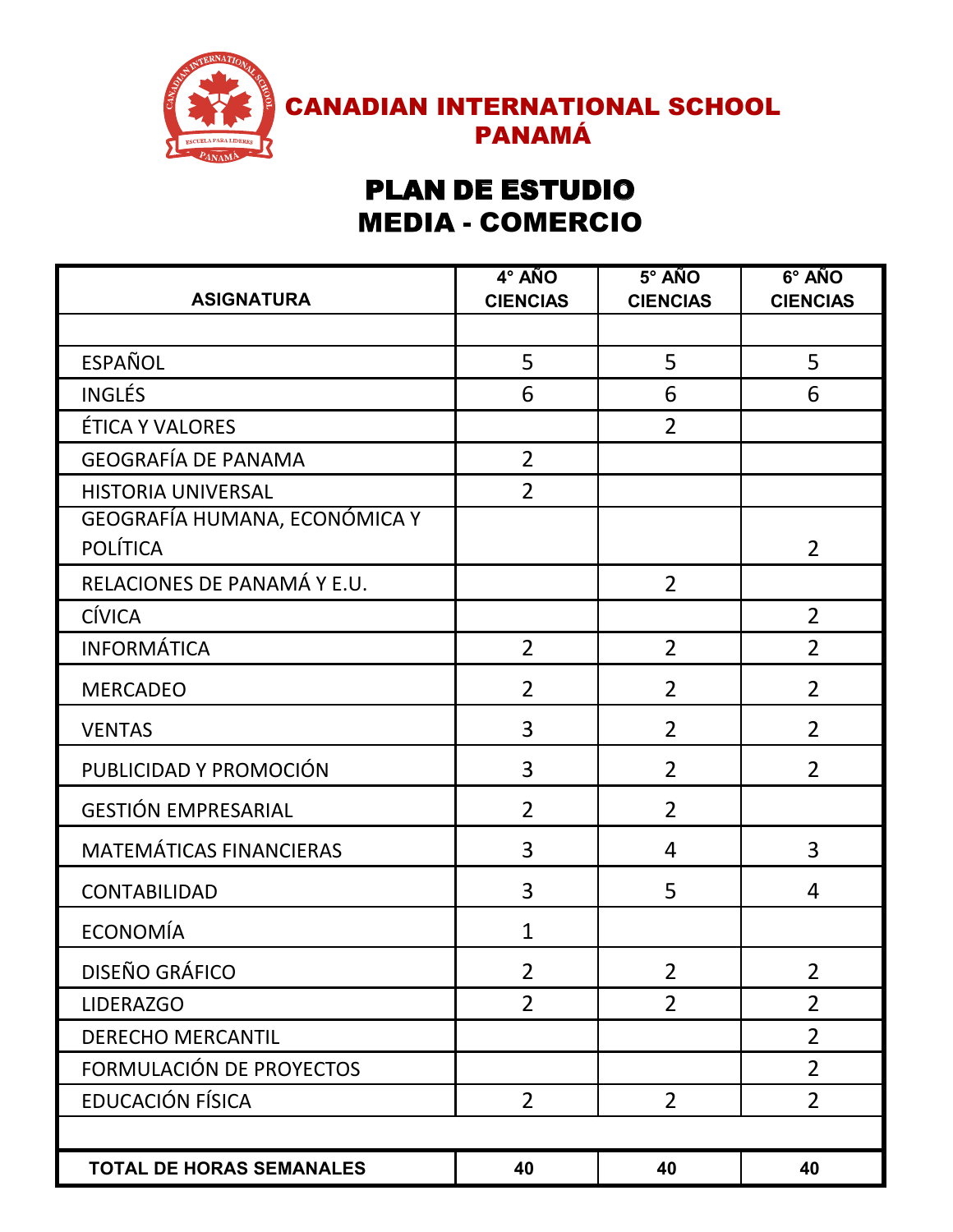# CANADIAN INTERNATIONAL SCHOOL PANAMÁ

## PLAN DE ESTUDIO
## MEDIA - COMERCIO

| ASIGNATURA | 4° AÑO CIENCIAS | 5° AÑO CIENCIAS | 6° AÑO CIENCIAS |
|---|---|---|---|
| | | | |
| ESPAÑOL | 5 | 5 | 5 |
| INGLÉS | 6 | 6 | 6 |
| ÉTICA Y VALORES | | 2 | |
| GEOGRAFÍA DE PANAMA | 2 | | |
| HISTORIA UNIVERSAL | 2 | | |
| GEOGRAFÍA HUMANA, ECONÓMICA Y POLÍTICA | | | 2 |
| RELACIONES DE PANAMÁ Y E.U. | | 2 | |
| CÍVICA | | | 2 |
| INFORMÁTICA | 2 | 2 | 2 |
| MERCADEO | 2 | 2 | 2 |
| VENTAS | 3 | 2 | 2 |
| PUBLICIDAD Y PROMOCIÓN | 3 | 2 | 2 |
| GESTIÓN EMPRESARIAL | 2 | 2 | |
| MATEMÁTICAS FINANCIERAS | 3 | 4 | 3 |
| CONTABILIDAD | 3 | 5 | 4 |
| ECONOMÍA | 1 | | |
| DISEÑO GRÁFICO | 2 | 2 | 2 |
| LIDERAZGO | 2 | 2 | 2 |
| DERECHO MERCANTIL | | | 2 |
| FORMULACIÓN DE PROYECTOS | | | 2 |
| EDUCACIÓN FÍSICA | 2 | 2 | 2 |
| | | | |
| **TOTAL DE HORAS SEMANALES** | **40** | **40** | **40** |